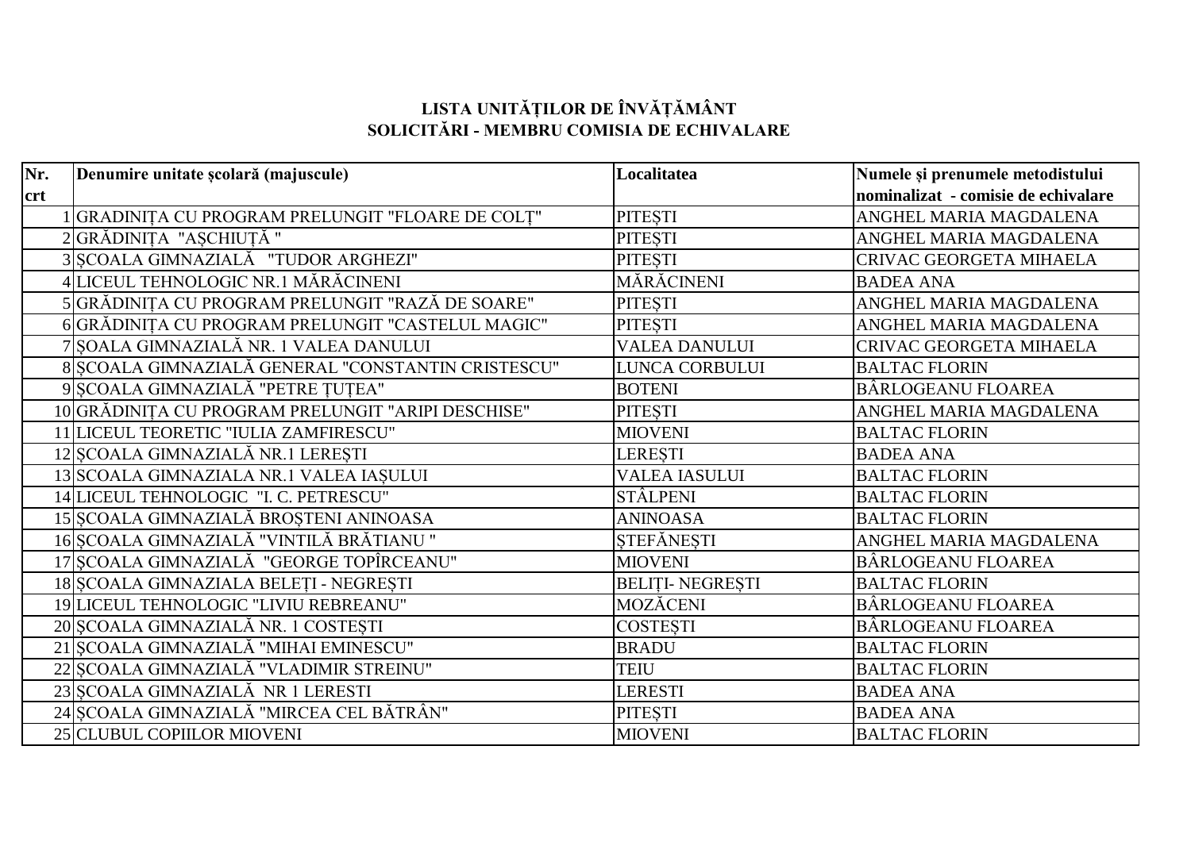## LISTA UNITĂȚILOR DE ÎNVĂȚĂMÂNT
## SOLICITĂRI - MEMBRU COMISIA DE ECHIVALARE

| Nr. crt | Denumire unitate şcolară (majuscule) | Localitatea | Numele și prenumele metodistului nominalizat - comisie de echivalare |
|---|---|---|---|
| 1 | GRADINIȚA CU PROGRAM PRELUNGIT "FLOARE DE COLȚ" | PITEȘTI | ANGHEL MARIA MAGDALENA |
| 2 | GRĂDINIȚA "AȘCHIUȚĂ " | PITEȘTI | ANGHEL MARIA MAGDALENA |
| 3 | ȘCOALA GIMNAZIALĂ "TUDOR ARGHEZI" | PITEȘTI | CRIVAC GEORGETA MIHAELA |
| 4 | LICEUL TEHNOLOGIC NR.1 MĂRĂCINENI | MĂRĂCINENI | BADEA ANA |
| 5 | GRĂDINIȚA CU PROGRAM PRELUNGIT "RAZĂ DE SOARE" | PITEȘTI | ANGHEL MARIA MAGDALENA |
| 6 | GRĂDINIȚA CU PROGRAM PRELUNGIT "CASTELUL MAGIC" | PITEȘTI | ANGHEL MARIA MAGDALENA |
| 7 | ȘOALA GIMNAZIALĂ NR. 1 VALEA DANULUI | VALEA DANULUI | CRIVAC GEORGETA MIHAELA |
| 8 | ȘCOALA GIMNAZIALĂ GENERAL "CONSTANTIN CRISTESCU" | LUNCA CORBULUI | BALTAC FLORIN |
| 9 | ȘCOALA GIMNAZIALĂ "PETRE ȚUȚEA" | BOTENI | BÂRLOGEANU FLOAREA |
| 10 | GRĂDINIȚA CU PROGRAM PRELUNGIT "ARIPI DESCHISE" | PITEȘTI | ANGHEL MARIA MAGDALENA |
| 11 | LICEUL TEORETIC "IULIA ZAMFIRESCU" | MIOVENI | BALTAC FLORIN |
| 12 | ȘCOALA GIMNAZIALĂ NR.1 LEREȘTI | LEREȘTI | BADEA ANA |
| 13 | SCOALA GIMNAZIALA NR.1 VALEA IAȘULUI | VALEA IASULUI | BALTAC FLORIN |
| 14 | LICEUL TEHNOLOGIC "I. C. PETRESCU" | STÂLPENI | BALTAC FLORIN |
| 15 | ȘCOALA GIMNAZIALĂ BROȘTENI ANINOASA | ANINOASA | BALTAC FLORIN |
| 16 | ȘCOALA GIMNAZIALĂ "VINTILĂ BRĂTIANU " | ȘTEFĂNEȘTI | ANGHEL MARIA MAGDALENA |
| 17 | ȘCOALA GIMNAZIALĂ "GEORGE TOPÎRCEANU" | MIOVENI | BÂRLOGEANU FLOAREA |
| 18 | ȘCOALA GIMNAZIALA BELEȚI - NEGREȘTI | BELIȚI- NEGREȘTI | BALTAC FLORIN |
| 19 | LICEUL TEHNOLOGIC "LIVIU REBREANU" | MOZĂCENI | BÂRLOGEANU FLOAREA |
| 20 | ȘCOALA GIMNAZIALĂ NR. 1 COSTEȘTI | COSTEȘTI | BÂRLOGEANU FLOAREA |
| 21 | ȘCOALA GIMNAZIALĂ "MIHAI EMINESCU" | BRADU | BALTAC FLORIN |
| 22 | ȘCOALA GIMNAZIALĂ "VLADIMIR STREINU" | TEIU | BALTAC FLORIN |
| 23 | ȘCOALA GIMNAZIALĂ NR 1 LERESTI | LERESTI | BADEA ANA |
| 24 | ȘCOALA GIMNAZIALĂ "MIRCEA CEL BĂTRÂN" | PITEȘTI | BADEA ANA |
| 25 | CLUBUL COPIILOR MIOVENI | MIOVENI | BALTAC FLORIN |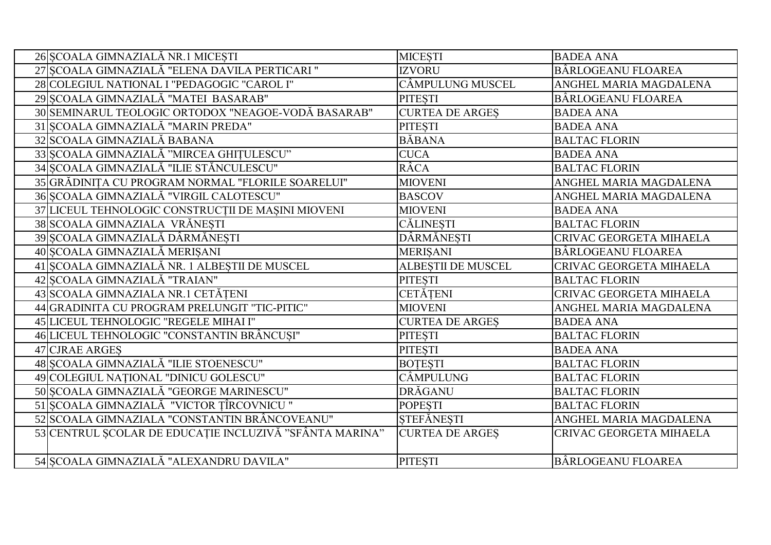| | | | |
|---|---|---|---|
| 26 | ȘCOALA GIMNAZIALĂ NR.1 MICEȘTI | MICEȘTI | BADEA ANA |
| 27 | ȘCOALA GIMNAZIALĂ "ELENA DAVILA PERTICARI " | IZVORU | BÂRLOGEANU FLOAREA |
| 28 | COLEGIUL NATIONAL I "PEDAGOGIC "CAROL I" | CÂMPULUNG MUSCEL | ANGHEL MARIA MAGDALENA |
| 29 | ȘCOALA GIMNAZIALĂ "MATEI BASARAB" | PITEȘTI | BÂRLOGEANU FLOAREA |
| 30 | SEMINARUL TEOLOGIC ORTODOX "NEAGOE-VODĂ BASARAB" | CURTEA DE ARGEȘ | BADEA ANA |
| 31 | ȘCOALA GIMNAZIALĂ "MARIN PREDA" | PITEȘTI | BADEA ANA |
| 32 | SCOALA GIMNAZIALĂ BABANA | BĂBANA | BALTAC FLORIN |
| 33 | ȘCOALA GIMNAZIALĂ "MIRCEA GHIȚULESCU" | CUCA | BADEA ANA |
| 34 | ȘCOALA GIMNAZIALĂ "ILIE STĂNCULESCU" | RÂCA | BALTAC FLORIN |
| 35 | GRĂDINIȚA CU PROGRAM NORMAL "FLORILE SOARELUI" | MIOVENI | ANGHEL MARIA MAGDALENA |
| 36 | ȘCOALA GIMNAZIALĂ "VIRGIL CALOTESCU" | BASCOV | ANGHEL MARIA MAGDALENA |
| 37 | LICEUL TEHNOLOGIC CONSTRUCȚII DE MAȘINI MIOVENI | MIOVENI | BADEA ANA |
| 38 | SCOALA GIMNAZIALA VRĂNEȘTI | CĂLINEȘTI | BALTAC FLORIN |
| 39 | ȘCOALA GIMNAZIALĂ DÂRMĂNEȘTI | DÂRMĂNEȘTI | CRIVAC GEORGETA MIHAELA |
| 40 | ȘCOALA GIMNAZIALĂ MERIȘANI | MERIȘANI | BÂRLOGEANU FLOAREA |
| 41 | ȘCOALA GIMNAZIALĂ NR. 1 ALBEȘTII DE MUSCEL | ALBEȘTII DE MUSCEL | CRIVAC GEORGETA MIHAELA |
| 42 | ȘCOALA GIMNAZIALĂ "TRAIAN" | PITEȘTI | BALTAC FLORIN |
| 43 | SCOALA GIMNAZIALA NR.1 CETĂȚENI | CETĂȚENI | CRIVAC GEORGETA MIHAELA |
| 44 | GRADINITA CU PROGRAM PRELUNGIT "TIC-PITIC" | MIOVENI | ANGHEL MARIA MAGDALENA |
| 45 | LICEUL TEHNOLOGIC "REGELE MIHAI I" | CURTEA DE ARGEȘ | BADEA ANA |
| 46 | LICEUL TEHNOLOGIC "CONSTANTIN BRÂNCUȘI" | PITEȘTI | BALTAC FLORIN |
| 47 | CJRAE ARGEȘ | PITEȘTI | BADEA ANA |
| 48 | ȘCOALA GIMNAZIALĂ "ILIE STOENESCU" | BOȚEȘTI | BALTAC FLORIN |
| 49 | COLEGIUL NAȚIONAL "DINICU GOLESCU" | CÂMPULUNG | BALTAC FLORIN |
| 50 | ȘCOALA GIMNAZIALĂ "GEORGE MARINESCU" | DRĂGANU | BALTAC FLORIN |
| 51 | ȘCOALA GIMNAZIALĂ "VICTOR ȚÎRCOVNICU " | POPEȘTI | BALTAC FLORIN |
| 52 | SCOALA GIMNAZIALA "CONSTANTIN BRÂNCOVEANU" | ȘTEFĂNEȘTI | ANGHEL MARIA MAGDALENA |
| 53 | CENTRUL ȘCOLAR DE EDUCAȚIE INCLUZIVĂ "SFÂNTA MARINA" | CURTEA DE ARGEȘ | CRIVAC GEORGETA MIHAELA |
| 54 | ȘCOALA GIMNAZIALĂ "ALEXANDRU DAVILA" | PITEȘTI | BÂRLOGEANU FLOAREA |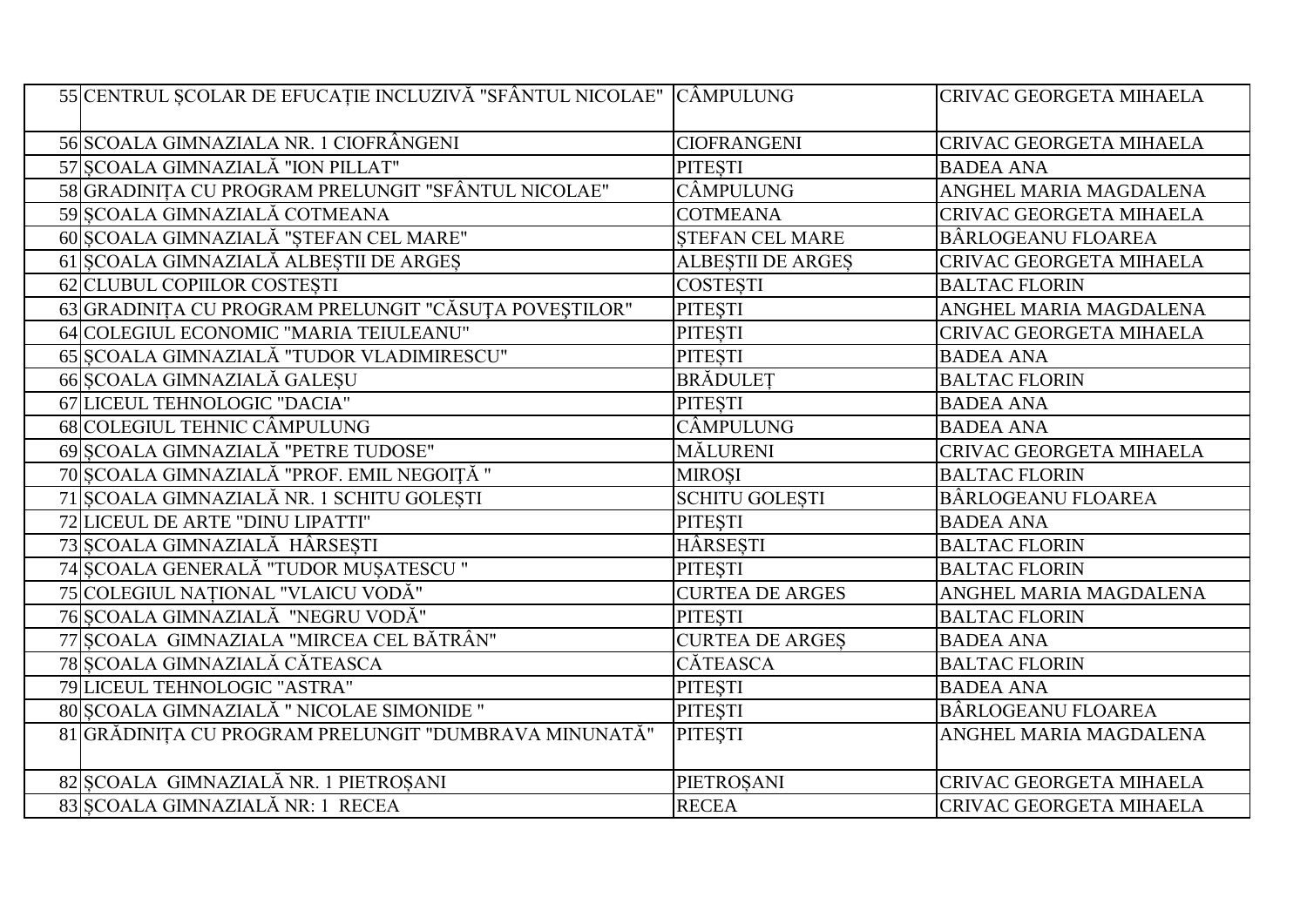| | | | |
|---|---|---|---|
| 55 | CENTRUL ȘCOLAR DE EFUCAȚIE INCLUZIVĂ "SFÂNTUL NICOLAE" | CÂMPULUNG | CRIVAC GEORGETA MIHAELA |
| 56 | SCOALA GIMNAZIALA NR. 1 CIOFRÂNGENI | CIOFRANGENI | CRIVAC GEORGETA MIHAELA |
| 57 | ȘCOALA GIMNAZIALĂ "ION PILLAT" | PITEȘTI | BADEA ANA |
| 58 | GRADINIȚA CU PROGRAM PRELUNGIT "SFÂNTUL NICOLAE" | CÂMPULUNG | ANGHEL MARIA MAGDALENA |
| 59 | ȘCOALA GIMNAZIALĂ COTMEANA | COTMEANA | CRIVAC GEORGETA MIHAELA |
| 60 | ȘCOALA GIMNAZIALĂ "ȘTEFAN CEL MARE" | ȘTEFAN CEL MARE | BÂRLOGEANU FLOAREA |
| 61 | ȘCOALA GIMNAZIALĂ ALBEȘTII DE ARGEȘ | ALBEȘTII DE ARGEȘ | CRIVAC GEORGETA MIHAELA |
| 62 | CLUBUL COPIILOR COSTEȘTI | COSTEȘTI | BALTAC FLORIN |
| 63 | GRADINIȚA CU PROGRAM PRELUNGIT "CĂSUȚA POVEȘTILOR" | PITEȘTI | ANGHEL MARIA MAGDALENA |
| 64 | COLEGIUL ECONOMIC "MARIA TEIULEANU" | PITEȘTI | CRIVAC GEORGETA MIHAELA |
| 65 | ȘCOALA GIMNAZIALĂ "TUDOR VLADIMIRESCU" | PITEȘTI | BADEA ANA |
| 66 | ȘCOALA GIMNAZIALĂ GALEȘU | BRĂDULEȚ | BALTAC FLORIN |
| 67 | LICEUL TEHNOLOGIC "DACIA" | PITEȘTI | BADEA ANA |
| 68 | COLEGIUL TEHNIC CÂMPULUNG | CÂMPULUNG | BADEA ANA |
| 69 | ȘCOALA GIMNAZIALĂ "PETRE TUDOSE" | MĂLURENI | CRIVAC GEORGETA MIHAELA |
| 70 | ȘCOALA GIMNAZIALĂ "PROF. EMIL NEGOIȚĂ " | MIROȘI | BALTAC FLORIN |
| 71 | ȘCOALA GIMNAZIALĂ NR. 1 SCHITU GOLEȘTI | SCHITU GOLEȘTI | BÂRLOGEANU FLOAREA |
| 72 | LICEUL DE ARTE "DINU LIPATTI" | PITEȘTI | BADEA ANA |
| 73 | ȘCOALA GIMNAZIALĂ HÂRSEȘTI | HÂRSEȘTI | BALTAC FLORIN |
| 74 | ȘCOALA GENERALĂ "TUDOR MUȘATESCU " | PITEȘTI | BALTAC FLORIN |
| 75 | COLEGIUL NAȚIONAL "VLAICU VODĂ" | CURTEA DE ARGES | ANGHEL MARIA MAGDALENA |
| 76 | ȘCOALA GIMNAZIALĂ "NEGRU VODĂ" | PITEȘTI | BALTAC FLORIN |
| 77 | ȘCOALA GIMNAZIALA "MIRCEA CEL BĂTRÂN" | CURTEA DE ARGEȘ | BADEA ANA |
| 78 | ȘCOALA GIMNAZIALĂ CĂTEASCA | CĂTEASCA | BALTAC FLORIN |
| 79 | LICEUL TEHNOLOGIC "ASTRA" | PITEȘTI | BADEA ANA |
| 80 | ȘCOALA GIMNAZIALĂ " NICOLAE SIMONIDE " | PITEȘTI | BÂRLOGEANU FLOAREA |
| 81 | GRĂDINIȚA CU PROGRAM PRELUNGIT "DUMBRAVA MINUNATĂ" | PITEȘTI | ANGHEL MARIA MAGDALENA |
| 82 | ȘCOALA GIMNAZIALĂ NR. 1 PIETROȘANI | PIETROȘANI | CRIVAC GEORGETA MIHAELA |
| 83 | ȘCOALA GIMNAZIALĂ NR: 1 RECEA | RECEA | CRIVAC GEORGETA MIHAELA |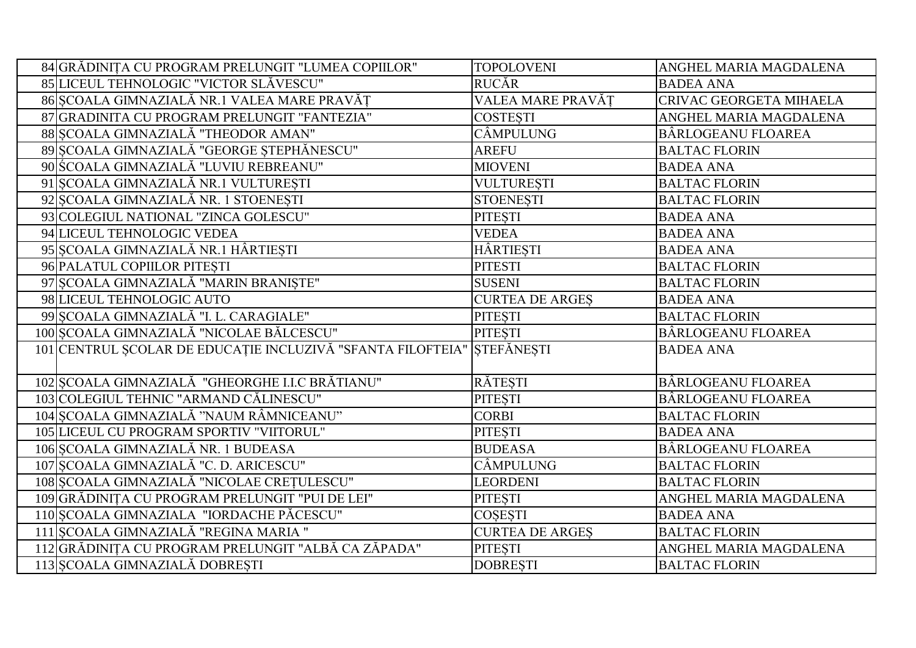| | | | |
|---|---|---|---|
| 84 | GRĂDINIȚA CU PROGRAM PRELUNGIT "LUMEA COPIILOR" | TOPOLOVENI | ANGHEL MARIA MAGDALENA |
| 85 | LICEUL TEHNOLOGIC "VICTOR SLĂVESCU" | RUCĂR | BADEA ANA |
| 86 | ȘCOALA GIMNAZIALĂ NR.1 VALEA MARE PRAVĂȚ | VALEA MARE PRAVĂȚ | CRIVAC GEORGETA MIHAELA |
| 87 | GRADINITA CU PROGRAM PRELUNGIT "FANTEZIA" | COSTEȘTI | ANGHEL MARIA MAGDALENA |
| 88 | ȘCOALA GIMNAZIALĂ "THEODOR AMAN" | CÂMPULUNG | BÂRLOGEANU FLOAREA |
| 89 | ȘCOALA GIMNAZIALĂ "GEORGE ȘTEPHĂNESCU" | AREFU | BALTAC FLORIN |
| 90 | ŚCOALA GIMNAZIALĂ "LUVIU REBREANU" | MIOVENI | BADEA ANA |
| 91 | ȘCOALA GIMNAZIALĂ NR.1 VULTUREȘTI | VULTUREȘTI | BALTAC FLORIN |
| 92 | ȘCOALA GIMNAZIALĂ NR. 1 STOENEȘTI | STOENEȘTI | BALTAC FLORIN |
| 93 | COLEGIUL NATIONAL "ZINCA GOLESCU" | PITEȘTI | BADEA ANA |
| 94 | LICEUL TEHNOLOGIC VEDEA | VEDEA | BADEA ANA |
| 95 | ȘCOALA GIMNAZIALĂ NR.1 HÂRTIEȘTI | HÂRTIEȘTI | BADEA ANA |
| 96 | PALATUL COPIILOR PITEȘTI | PITESTI | BALTAC FLORIN |
| 97 | ȘCOALA GIMNAZIALĂ "MARIN BRANIȘTE" | SUSENI | BALTAC FLORIN |
| 98 | LICEUL TEHNOLOGIC AUTO | CURTEA DE ARGEȘ | BADEA ANA |
| 99 | ȘCOALA GIMNAZIALĂ "I. L. CARAGIALE" | PITEȘTI | BALTAC FLORIN |
| 100 | ȘCOALA GIMNAZIALĂ "NICOLAE BĂLCESCU" | PITEȘTI | BÂRLOGEANU FLOAREA |
| 101 | CENTRUL ȘCOLAR DE EDUCAȚIE INCLUZIVĂ "SFANTA FILOFTEIA" | ȘTEFĂNEȘTI | BADEA ANA |
| 102 | ȘCOALA GIMNAZIALĂ "GHEORGHE I.I.C BRĂTIANU" | RĂTEȘTI | BÂRLOGEANU FLOAREA |
| 103 | COLEGIUL TEHNIC "ARMAND CĂLINESCU" | PITEȘTI | BÂRLOGEANU FLOAREA |
| 104 | ȘCOALA GIMNAZIALĂ "NAUM RÂMNICEANU" | CORBI | BALTAC FLORIN |
| 105 | LICEUL CU PROGRAM SPORTIV "VIITORUL" | PITEȘTI | BADEA ANA |
| 106 | ȘCOALA GIMNAZIALĂ NR. 1 BUDEASA | BUDEASA | BÂRLOGEANU FLOAREA |
| 107 | ȘCOALA GIMNAZIALĂ "C. D. ARICESCU" | CÂMPULUNG | BALTAC FLORIN |
| 108 | ȘCOALA GIMNAZIALĂ "NICOLAE CREȚULESCU" | LEORDENI | BALTAC FLORIN |
| 109 | GRĂDINIȚA CU PROGRAM PRELUNGIT "PUI DE LEI" | PITEȘTI | ANGHEL MARIA MAGDALENA |
| 110 | ȘCOALA GIMNAZIALA "IORDACHE PĂCESCU" | COȘEȘTI | BADEA ANA |
| 111 | ȘCOALA GIMNAZIALĂ "REGINA MARIA " | CURTEA DE ARGEȘ | BALTAC FLORIN |
| 112 | GRĂDINIȚA CU PROGRAM PRELUNGIT "ALBĂ CA ZĂPADA" | PITEȘTI | ANGHEL MARIA MAGDALENA |
| 113 | ȘCOALA GIMNAZIALĂ DOBREȘTI | DOBREȘTI | BALTAC FLORIN |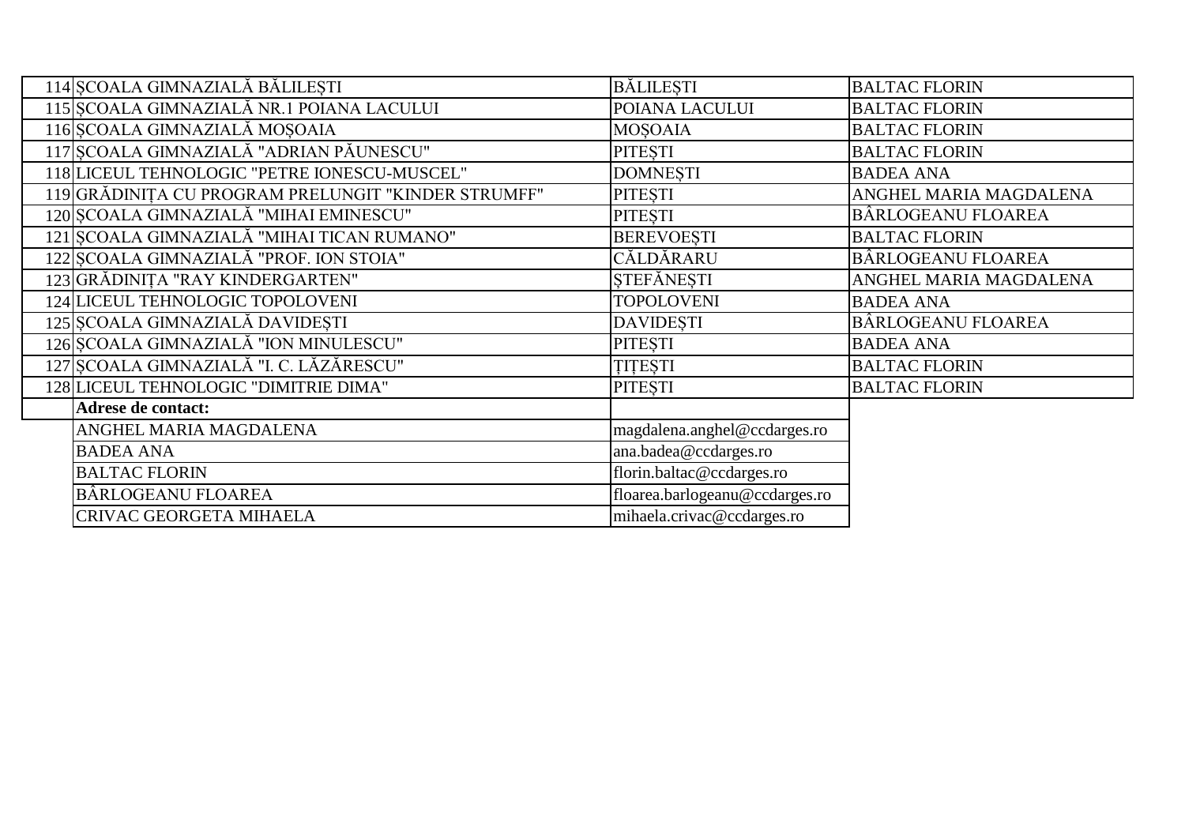| | | | |
|---|---|---|---|
| 114 | ȘCOALA GIMNAZIALĂ BĂLILEȘTI | BĂLILEȘTI | BALTAC FLORIN |
| 115 | ȘCOALA GIMNAZIALĂ NR.1 POIANA LACULUI | POIANA LACULUI | BALTAC FLORIN |
| 116 | ȘCOALA GIMNAZIALĂ MOȘOAIA | MOȘOAIA | BALTAC FLORIN |
| 117 | ȘCOALA GIMNAZIALĂ "ADRIAN PĂUNESCU" | PITEȘTI | BALTAC FLORIN |
| 118 | LICEUL TEHNOLOGIC "PETRE IONESCU-MUSCEL" | DOMNEȘTI | BADEA ANA |
| 119 | GRĂDINIȚA CU PROGRAM PRELUNGIT "KINDER STRUMFF" | PITEȘTI | ANGHEL MARIA MAGDALENA |
| 120 | ȘCOALA GIMNAZIALĂ "MIHAI EMINESCU" | PITEȘTI | BÂRLOGEANU FLOAREA |
| 121 | ȘCOALA GIMNAZIALĂ "MIHAI TICAN RUMANO" | BEREVOEȘTI | BALTAC FLORIN |
| 122 | ȘCOALA GIMNAZIALĂ "PROF. ION STOIA" | CĂLDĂRARU | BÂRLOGEANU FLOAREA |
| 123 | GRĂDINIȚA "RAY KINDERGARTEN" | ȘTEFĂNEȘTI | ANGHEL MARIA MAGDALENA |
| 124 | LICEUL TEHNOLOGIC TOPOLOVENI | TOPOLOVENI | BADEA ANA |
| 125 | ȘCOALA GIMNAZIALĂ DAVIDEȘTI | DAVIDEȘTI | BÂRLOGEANU FLOAREA |
| 126 | ȘCOALA GIMNAZIALĂ "ION MINULESCU" | PITEȘTI | BADEA ANA |
| 127 | ȘCOALA GIMNAZIALĂ "I. C. LĂZĂRESCU" | ȚIȚEȘTI | BALTAC FLORIN |
| 128 | LICEUL TEHNOLOGIC "DIMITRIE DIMA" | PITEȘTI | BALTAC FLORIN |

| | |
|---|---|
| **Adrese de contact:** | |
| ANGHEL MARIA MAGDALENA | magdalena.anghel@ccdarges.ro |
| BADEA ANA | ana.badea@ccdarges.ro |
| BALTAC FLORIN | florin.baltac@ccdarges.ro |
| BÂRLOGEANU FLOAREA | floarea.barlogeanu@ccdarges.ro |
| CRIVAC GEORGETA MIHAELA | mihaela.crivac@ccdarges.ro |